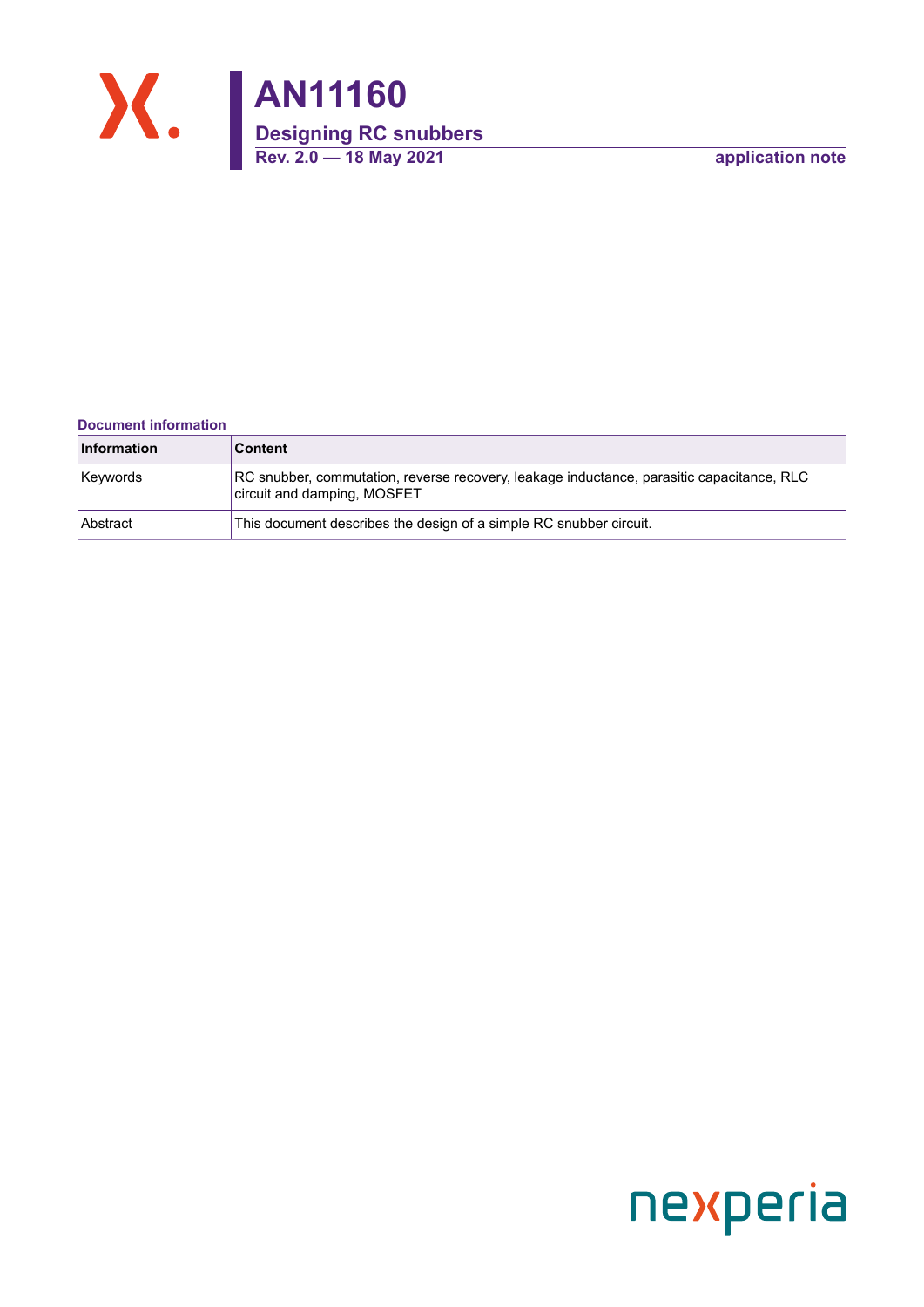# AN11160

## Designing RC snubbers

**Rev. 2.0 — 18 May 2021** **application note**

**Document information**

| Information | Content |
|---|---|
| Keywords | RC snubber, commutation, reverse recovery, leakage inductance, parasitic capacitance, RLC circuit and damping, MOSFET |
| Abstract | This document describes the design of a simple RC snubber circuit. |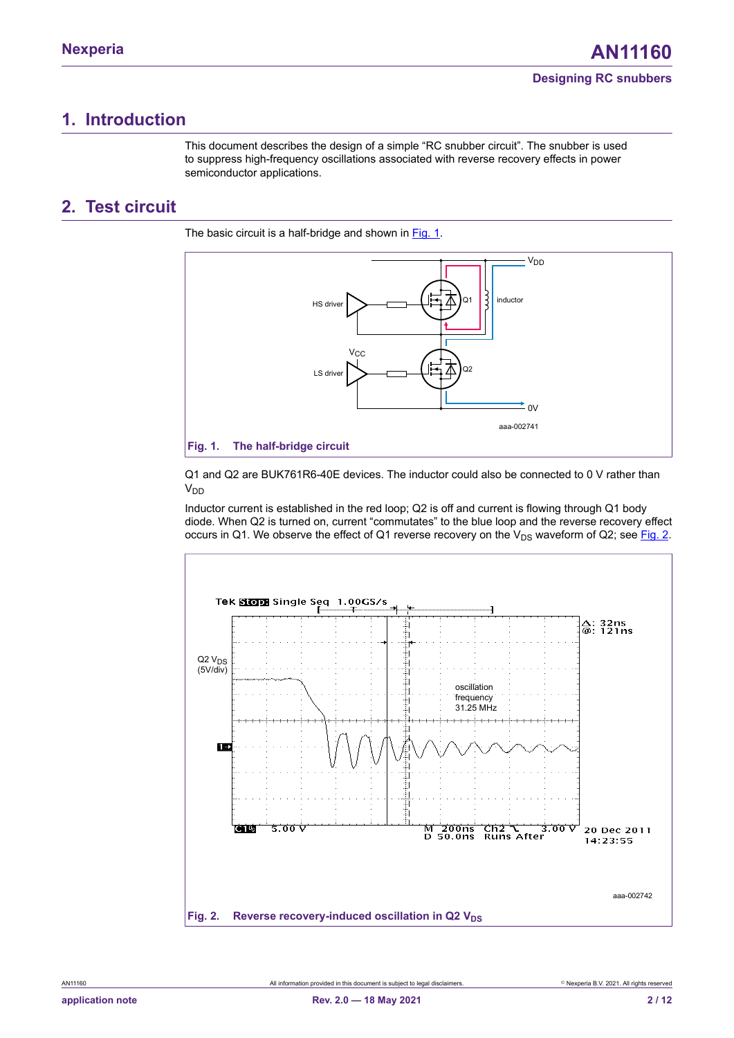# 1. Introduction

This document describes the design of a simple “RC snubber circuit”. The snubber is used to suppress high-frequency oscillations associated with reverse recovery effects in power semiconductor applications.

# 2. Test circuit

The basic circuit is a half-bridge and shown in Fig. 1.

$V_{DD}$

HS driver

Q1

inductor

$V_{CC}$

LS driver

Q2

0V

aaa-002741

**Fig. 1. The half-bridge circuit**

Q1 and Q2 are BUK761R6-40E devices. The inductor could also be connected to 0 V rather than $V_{DD}$

Inductor current is established in the red loop; Q2 is off and current is flowing through Q1 body diode. When Q2 is turned on, current “commutates” to the blue loop and the reverse recovery effect occurs in Q1. We observe the effect of Q1 reverse recovery on the $V_{DS}$ waveform of Q2; see Fig. 2.

Tek Stop: Single Seq 1.00GS/s

Δ: 32ns
@: 121ns

Q2 $V_{DS}$
(5V/div)

oscillation
frequency
31.25 MHz

C1 5.00 V

M 200ns D 50.0ns Ch2 3.00 V Runs After

20 Dec 2011
14:23:55

aaa-002742

**Fig. 2. Reverse recovery-induced oscillation in Q2 $V_{DS}$**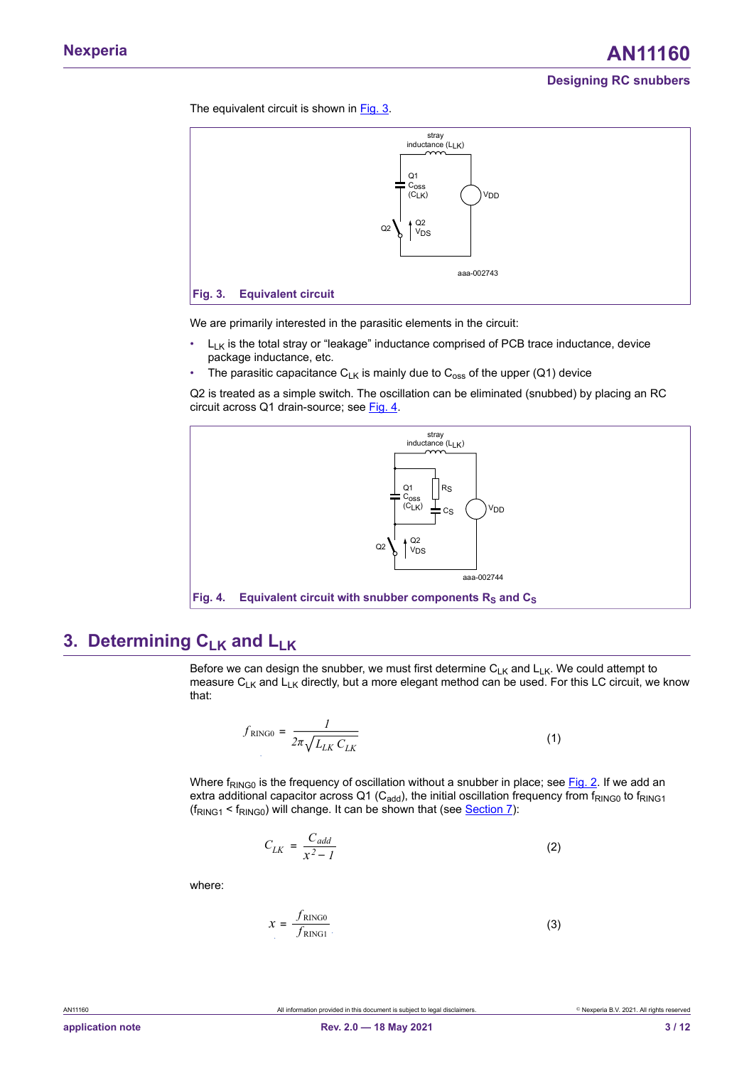The equivalent circuit is shown in Fig. 3.

stray
inductance ($L_{LK}$)
Q1
$C_{oss}$
($C_{LK}$)
$V_{DD}$
Q2
Q2
$V_{DS}$
aaa-002743

**Fig. 3. Equivalent circuit**

We are primarily interested in the parasitic elements in the circuit:

- $L_{LK}$ is the total stray or “leakage” inductance comprised of PCB trace inductance, device package inductance, etc.
- The parasitic capacitance $C_{LK}$ is mainly due to $C_{oss}$ of the upper (Q1) device

Q2 is treated as a simple switch. The oscillation can be eliminated (snubbed) by placing an RC circuit across Q1 drain-source; see Fig. 4.

stray
inductance ($L_{LK}$)
Q1
$C_{oss}$
($C_{LK}$)
$R_S$
$C_S$
$V_{DD}$
Q2
Q2
$V_{DS}$
aaa-002744

**Fig. 4. Equivalent circuit with snubber components $R_S$ and $C_S$**

## 3. Determining $C_{LK}$ and $L_{LK}$

Before we can design the snubber, we must first determine $C_{LK}$ and $L_{LK}$. We could attempt to measure $C_{LK}$ and $L_{LK}$ directly, but a more elegant method can be used. For this LC circuit, we know that:

$$f_{RING0} = \frac{1}{2\pi\sqrt{L_{LK}\,C_{LK}}} \qquad (1)$$

Where $f_{RING0}$ is the frequency of oscillation without a snubber in place; see Fig. 2. If we add an extra additional capacitor across Q1 ($C_{add}$), the initial oscillation frequency from $f_{RING0}$ to $f_{RING1}$ ($f_{RING1} < f_{RING0}$) will change. It can be shown that (see Section 7):

$$C_{LK} = \frac{C_{add}}{x^2 - 1} \qquad (2)$$

where:

$$x = \frac{f_{RING0}}{f_{RING1}} \qquad (3)$$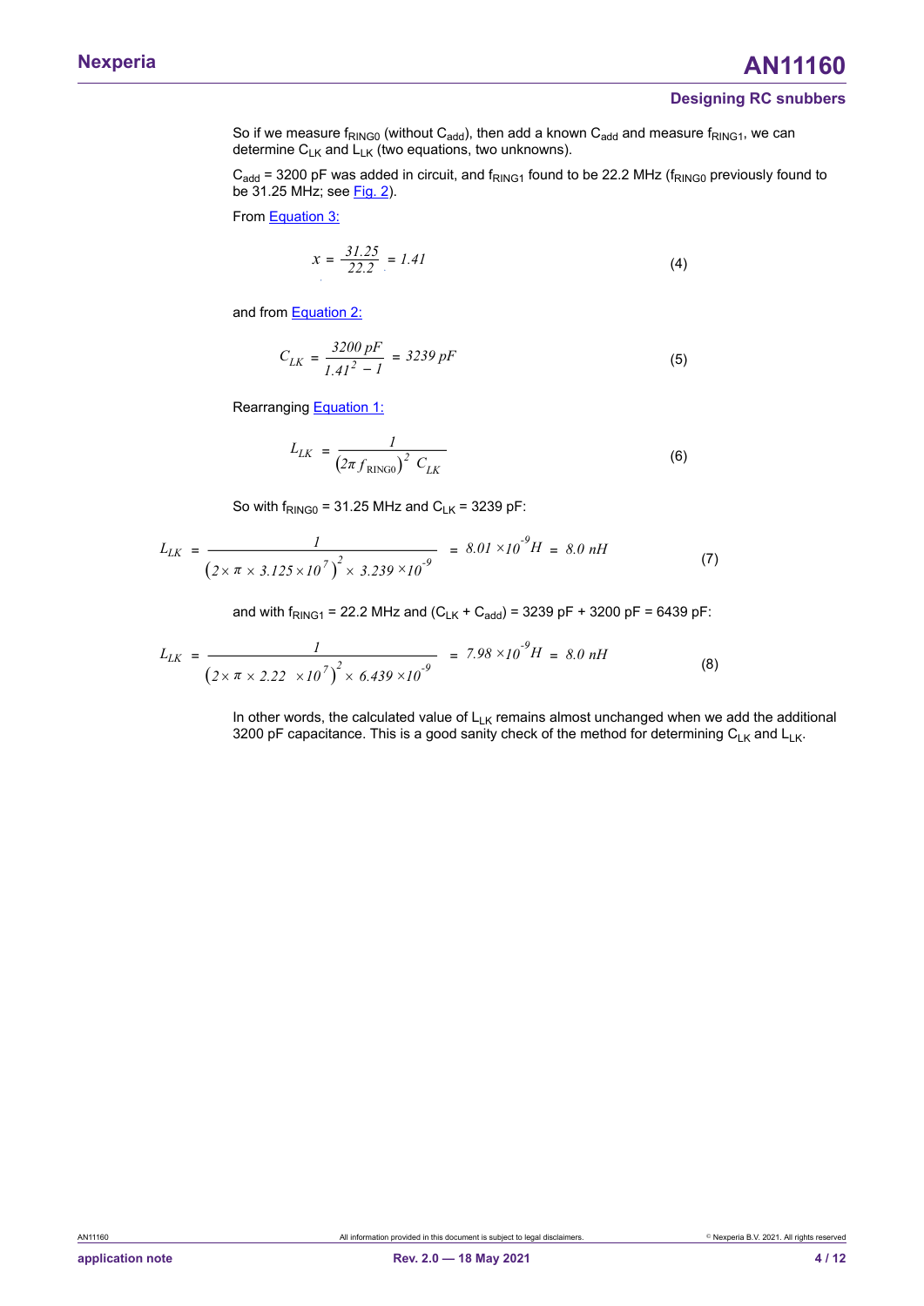So if we measure $f_{RING0}$ (without $C_{add}$), then add a known $C_{add}$ and measure $f_{RING1}$, we can determine $C_{LK}$ and $L_{LK}$ (two equations, two unknowns).

$C_{add}$ = 3200 pF was added in circuit, and $f_{RING1}$ found to be 22.2 MHz ($f_{RING0}$ previously found to be 31.25 MHz; see Fig. 2).

From Equation 3:

$$x = \frac{31.25}{22.2} = 1.41 \tag{4}$$

and from Equation 2:

$$C_{LK} = \frac{3200\ pF}{1.41^2 - 1} = 3239\ pF \tag{5}$$

Rearranging Equation 1:

$$L_{LK} = \frac{1}{(2\pi f_{RING0})^2\ C_{LK}} \tag{6}$$

So with $f_{RING0}$ = 31.25 MHz and $C_{LK}$ = 3239 pF:

$$L_{LK} = \frac{1}{\left(2 \times \pi \times 3.125 \times 10^7\right)^2 \times 3.239 \times 10^{-9}} = 8.01 \times 10^{-9} H = 8.0\ nH \tag{7}$$

and with $f_{RING1}$ = 22.2 MHz and ($C_{LK}$ + $C_{add}$) = 3239 pF + 3200 pF = 6439 pF:

$$L_{LK} = \frac{1}{\left(2 \times \pi \times 2.22 \times 10^7\right)^2 \times 6.439 \times 10^{-9}} = 7.98 \times 10^{-9} H = 8.0\ nH \tag{8}$$

In other words, the calculated value of $L_{LK}$ remains almost unchanged when we add the additional 3200 pF capacitance. This is a good sanity check of the method for determining $C_{LK}$ and $L_{LK}$.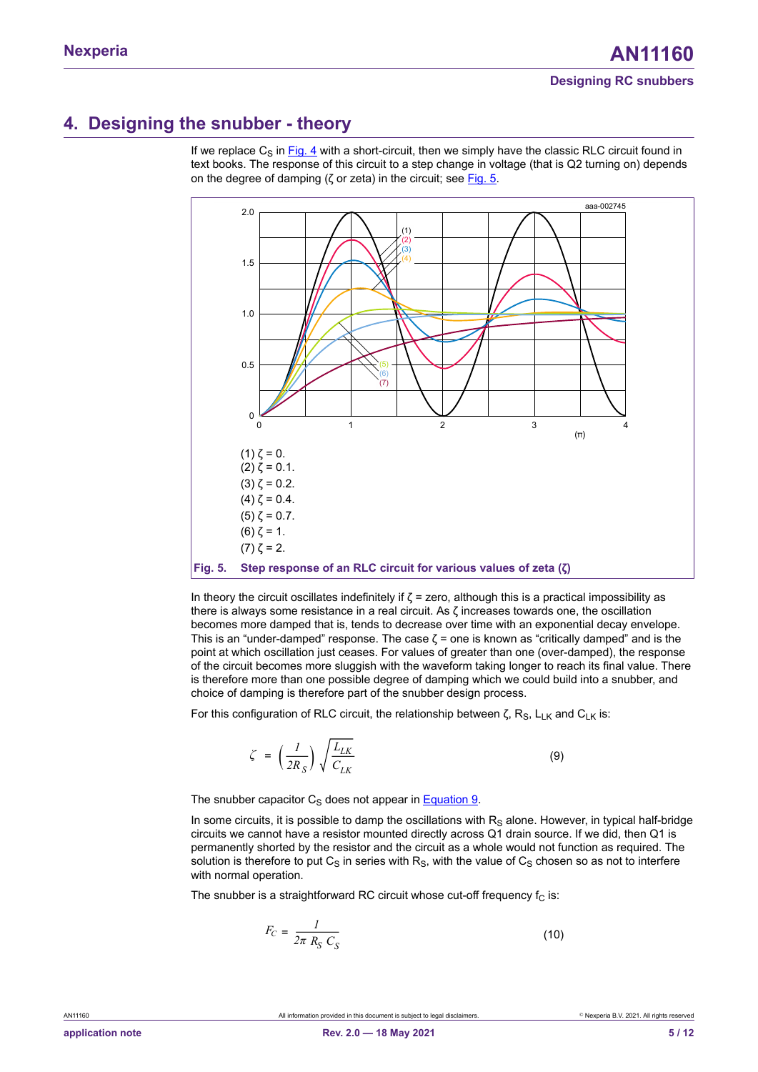## 4. Designing the snubber - theory

If we replace $C_S$ in Fig. 4 with a short-circuit, then we simply have the classic RLC circuit found in text books. The response of this circuit to a step change in voltage (that is Q2 turning on) depends on the degree of damping (ζ or zeta) in the circuit; see Fig. 5.

aaa-002745

2.0
1.5
1.0
0.5
0
0
1
2
3
4
(π)

(1)
(2)
(3)
(4)
(5)
(6)
(7)

(1) ζ = 0.
(2) ζ = 0.1.
(3) ζ = 0.2.
(4) ζ = 0.4.
(5) ζ = 0.7.
(6) ζ = 1.
(7) ζ = 2.

**Fig. 5. Step response of an RLC circuit for various values of zeta (ζ)**

In theory the circuit oscillates indefinitely if ζ = zero, although this is a practical impossibility as there is always some resistance in a real circuit. As ζ increases towards one, the oscillation becomes more damped that is, tends to decrease over time with an exponential decay envelope. This is an "under-damped" response. The case ζ = one is known as "critically damped" and is the point at which oscillation just ceases. For values of greater than one (over-damped), the response of the circuit becomes more sluggish with the waveform taking longer to reach its final value. There is therefore more than one possible degree of damping which we could build into a snubber, and choice of damping is therefore part of the snubber design process.

For this configuration of RLC circuit, the relationship between ζ, $R_S$, $L_{LK}$ and $C_{LK}$ is:

$$\zeta = \left(\frac{1}{2R_S}\right)\sqrt{\frac{L_{LK}}{C_{LK}}} \tag{9}$$

The snubber capacitor $C_S$ does not appear in Equation 9.

In some circuits, it is possible to damp the oscillations with $R_S$ alone. However, in typical half-bridge circuits we cannot have a resistor mounted directly across Q1 drain source. If we did, then Q1 is permanently shorted by the resistor and the circuit as a whole would not function as required. The solution is therefore to put $C_S$ in series with $R_S$, with the value of $C_S$ chosen so as not to interfere with normal operation.

The snubber is a straightforward RC circuit whose cut-off frequency $f_C$ is:

$$F_C = \frac{1}{2\pi\, R_S\, C_S} \tag{10}$$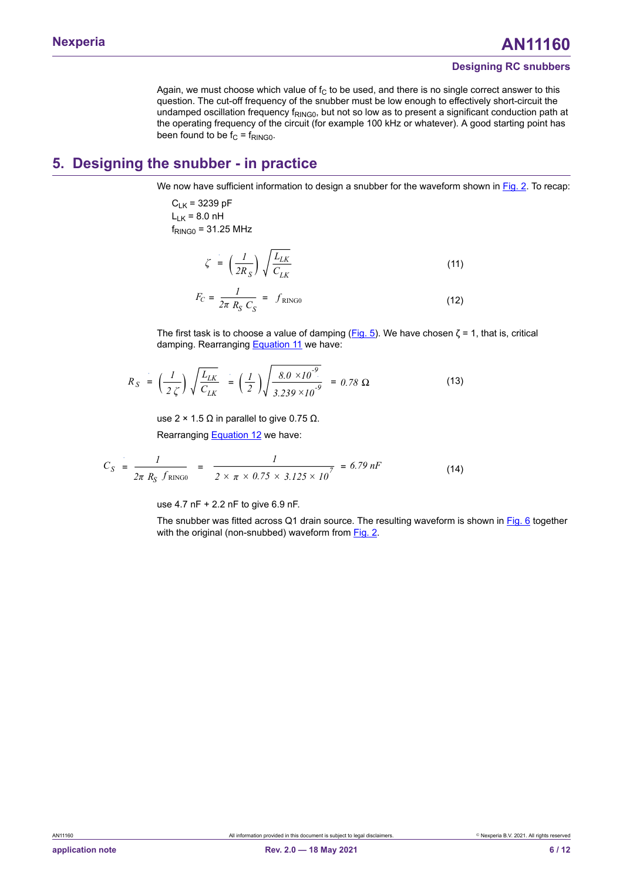Again, we must choose which value of $f_C$ to be used, and there is no single correct answer to this question. The cut-off frequency of the snubber must be low enough to effectively short-circuit the undamped oscillation frequency $f_{RING0}$, but not so low as to present a significant conduction path at the operating frequency of the circuit (for example 100 kHz or whatever). A good starting point has been found to be $f_C = f_{RING0}$.

## 5. Designing the snubber - in practice

We now have sufficient information to design a snubber for the waveform shown in Fig. 2. To recap:

$C_{LK}$ = 3239 pF
$L_{LK}$ = 8.0 nH
$f_{RING0}$ = 31.25 MHz

$$\zeta = \left(\frac{1}{2R_S}\right)\sqrt{\frac{L_{LK}}{C_{LK}}} \tag{11}$$

$$F_C = \frac{1}{2\pi\ R_S\ C_S} = f_{\text{RING0}} \tag{12}$$

The first task is to choose a value of damping (Fig. 5). We have chosen ζ = 1, that is, critical damping. Rearranging Equation 11 we have:

$$R_S = \left(\frac{1}{2\,\zeta}\right)\sqrt{\frac{L_{LK}}{C_{LK}}} = \left(\frac{1}{2}\right)\sqrt{\frac{8.0\times10^{-9}}{3.239\times10^{-9}}} = 0.78\ \Omega \tag{13}$$

use 2 × 1.5 Ω in parallel to give 0.75 Ω.

Rearranging Equation 12 we have:

$$C_S = \frac{1}{2\pi\ R_S\ f_{\text{RING0}}} = \frac{1}{2\times\pi\times0.75\times3.125\times10^{7}} = 6.79\ nF \tag{14}$$

use 4.7 nF + 2.2 nF to give 6.9 nF.

The snubber was fitted across Q1 drain source. The resulting waveform is shown in Fig. 6 together with the original (non-snubbed) waveform from Fig. 2.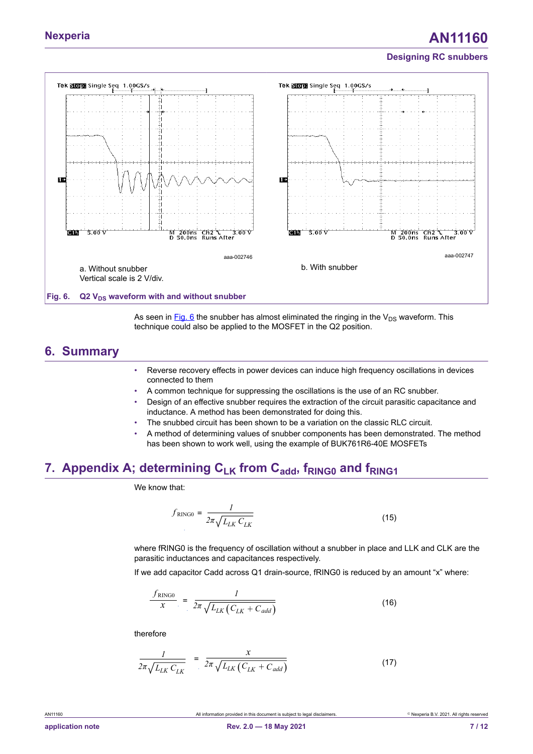Tek Stop Single Seq 1.00GS/s

1

C1 5.00 V M 200ns Ch2 3.00 V
D 50.0ns Runs After

aaa-002746

a. Without snubber
Vertical scale is 2 V/div.

Tek Stop Single Seq 1.00GS/s

1

C1 5.00 V M 200ns Ch2 3.00 V
D 50.0ns Runs After

aaa-002747

b. With snubber

**Fig. 6. Q2 $V_{DS}$ waveform with and without snubber**

As seen in Fig. 6 the snubber has almost eliminated the ringing in the $V_{DS}$ waveform. This technique could also be applied to the MOSFET in the Q2 position.

## 6. Summary

- Reverse recovery effects in power devices can induce high frequency oscillations in devices connected to them
- A common technique for suppressing the oscillations is the use of an RC snubber.
- Design of an effective snubber requires the extraction of the circuit parasitic capacitance and inductance. A method has been demonstrated for doing this.
- The snubbed circuit has been shown to be a variation on the classic RLC circuit.
- A method of determining values of snubber components has been demonstrated. The method has been shown to work well, using the example of BUK761R6-40E MOSFETs

## 7. Appendix A; determining $C_{LK}$ from $C_{add}$, $f_{RING0}$ and $f_{RING1}$

We know that:

$$f_{RING0} = \frac{1}{2\pi\sqrt{L_{LK}\,C_{LK}}} \qquad (15)$$

where fRING0 is the frequency of oscillation without a snubber in place and LLK and CLK are the parasitic inductances and capacitances respectively.

If we add capacitor Cadd across Q1 drain-source, fRING0 is reduced by an amount “x” where:

$$\frac{f_{RING0}}{x} = \frac{1}{2\pi\sqrt{L_{LK}\left(C_{LK} + C_{add}\right)}} \qquad (16)$$

therefore

$$\frac{1}{2\pi\sqrt{L_{LK}\,C_{LK}}} = \frac{x}{2\pi\sqrt{L_{LK}\left(C_{LK} + C_{add}\right)}} \qquad (17)$$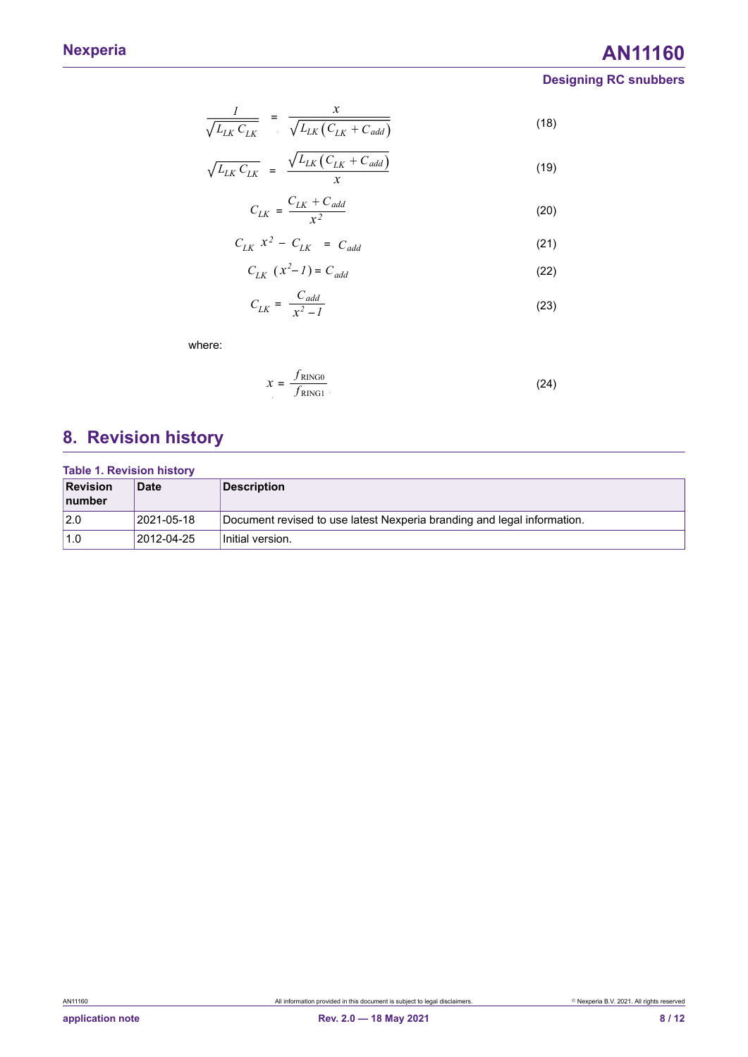$$\frac{1}{\sqrt{L_{LK}C_{LK}}} = \frac{x}{\sqrt{L_{LK}(C_{LK}+C_{add})}} \tag{18}$$

$$\sqrt{L_{LK}C_{LK}} = \frac{\sqrt{L_{LK}(C_{LK}+C_{add})}}{x} \tag{19}$$

$$C_{LK} = \frac{C_{LK}+C_{add}}{x^2} \tag{20}$$

$$C_{LK}\,x^2 - C_{LK} = C_{add} \tag{21}$$

$$C_{LK}\,(x^2-1) = C_{add} \tag{22}$$

$$C_{LK} = \frac{C_{add}}{x^2-1} \tag{23}$$

where:

$$x = \frac{f_{\mathrm{RING0}}}{f_{\mathrm{RING1}}} \tag{24}$$

## 8. Revision history

**Table 1. Revision history**

| Revision number | Date | Description |
|---|---|---|
| 2.0 | 2021-05-18 | Document revised to use latest Nexperia branding and legal information. |
| 1.0 | 2012-04-25 | Initial version. |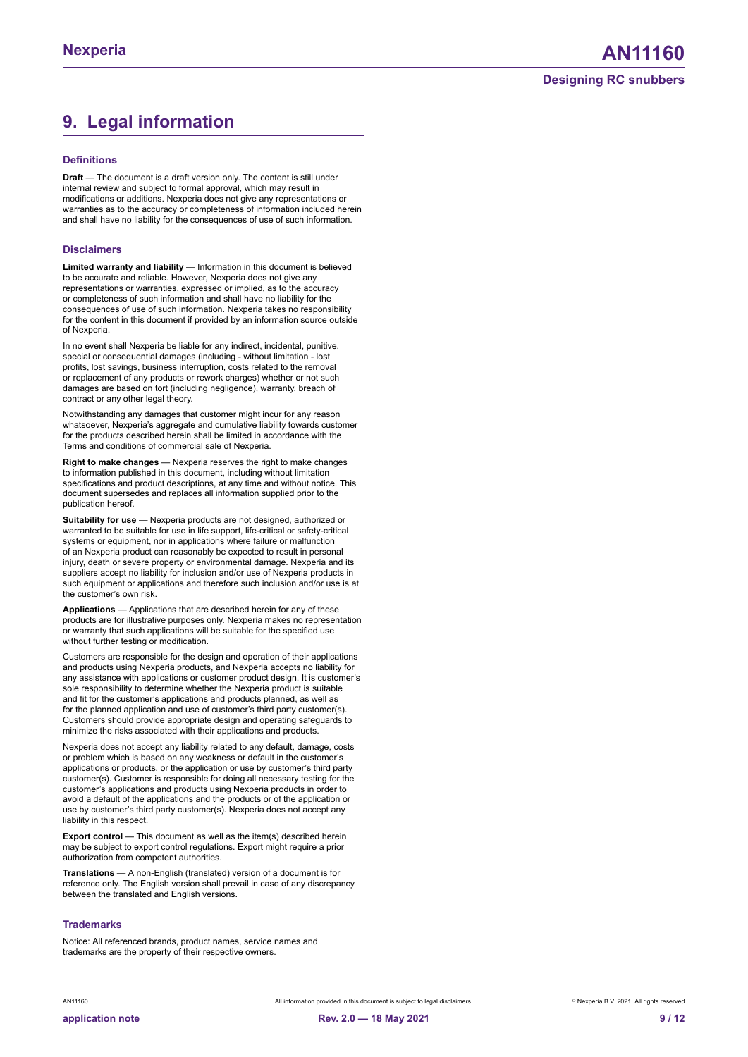# 9. Legal information

### Definitions

**Draft** — The document is a draft version only. The content is still under internal review and subject to formal approval, which may result in modifications or additions. Nexperia does not give any representations or warranties as to the accuracy or completeness of information included herein and shall have no liability for the consequences of use of such information.

### Disclaimers

**Limited warranty and liability** — Information in this document is believed to be accurate and reliable. However, Nexperia does not give any representations or warranties, expressed or implied, as to the accuracy or completeness of such information and shall have no liability for the consequences of use of such information. Nexperia takes no responsibility for the content in this document if provided by an information source outside of Nexperia.

In no event shall Nexperia be liable for any indirect, incidental, punitive, special or consequential damages (including - without limitation - lost profits, lost savings, business interruption, costs related to the removal or replacement of any products or rework charges) whether or not such damages are based on tort (including negligence), warranty, breach of contract or any other legal theory.

Notwithstanding any damages that customer might incur for any reason whatsoever, Nexperia's aggregate and cumulative liability towards customer for the products described herein shall be limited in accordance with the Terms and conditions of commercial sale of Nexperia.

**Right to make changes** — Nexperia reserves the right to make changes to information published in this document, including without limitation specifications and product descriptions, at any time and without notice. This document supersedes and replaces all information supplied prior to the publication hereof.

**Suitability for use** — Nexperia products are not designed, authorized or warranted to be suitable for use in life support, life-critical or safety-critical systems or equipment, nor in applications where failure or malfunction of an Nexperia product can reasonably be expected to result in personal injury, death or severe property or environmental damage. Nexperia and its suppliers accept no liability for inclusion and/or use of Nexperia products in such equipment or applications and therefore such inclusion and/or use is at the customer's own risk.

**Applications** — Applications that are described herein for any of these products are for illustrative purposes only. Nexperia makes no representation or warranty that such applications will be suitable for the specified use without further testing or modification.

Customers are responsible for the design and operation of their applications and products using Nexperia products, and Nexperia accepts no liability for any assistance with applications or customer product design. It is customer's sole responsibility to determine whether the Nexperia product is suitable and fit for the customer's applications and products planned, as well as for the planned application and use of customer's third party customer(s). Customers should provide appropriate design and operating safeguards to minimize the risks associated with their applications and products.

Nexperia does not accept any liability related to any default, damage, costs or problem which is based on any weakness or default in the customer's applications or products, or the application or use by customer's third party customer(s). Customer is responsible for doing all necessary testing for the customer's applications and products using Nexperia products in order to avoid a default of the applications and the products or of the application or use by customer's third party customer(s). Nexperia does not accept any liability in this respect.

**Export control** — This document as well as the item(s) described herein may be subject to export control regulations. Export might require a prior authorization from competent authorities.

**Translations** — A non-English (translated) version of a document is for reference only. The English version shall prevail in case of any discrepancy between the translated and English versions.

### Trademarks

Notice: All referenced brands, product names, service names and trademarks are the property of their respective owners.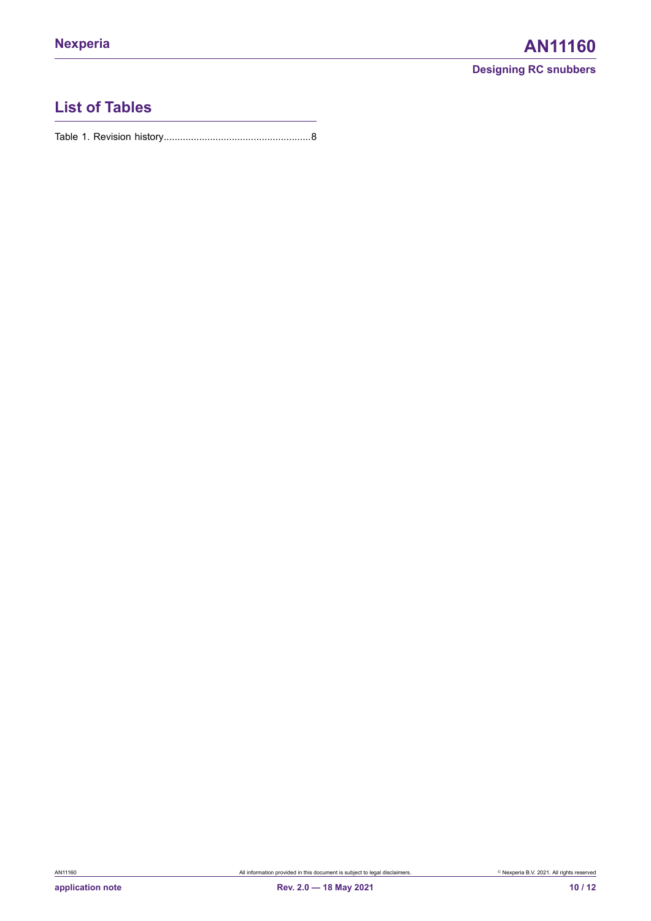## List of Tables

Table 1. Revision history......................................................8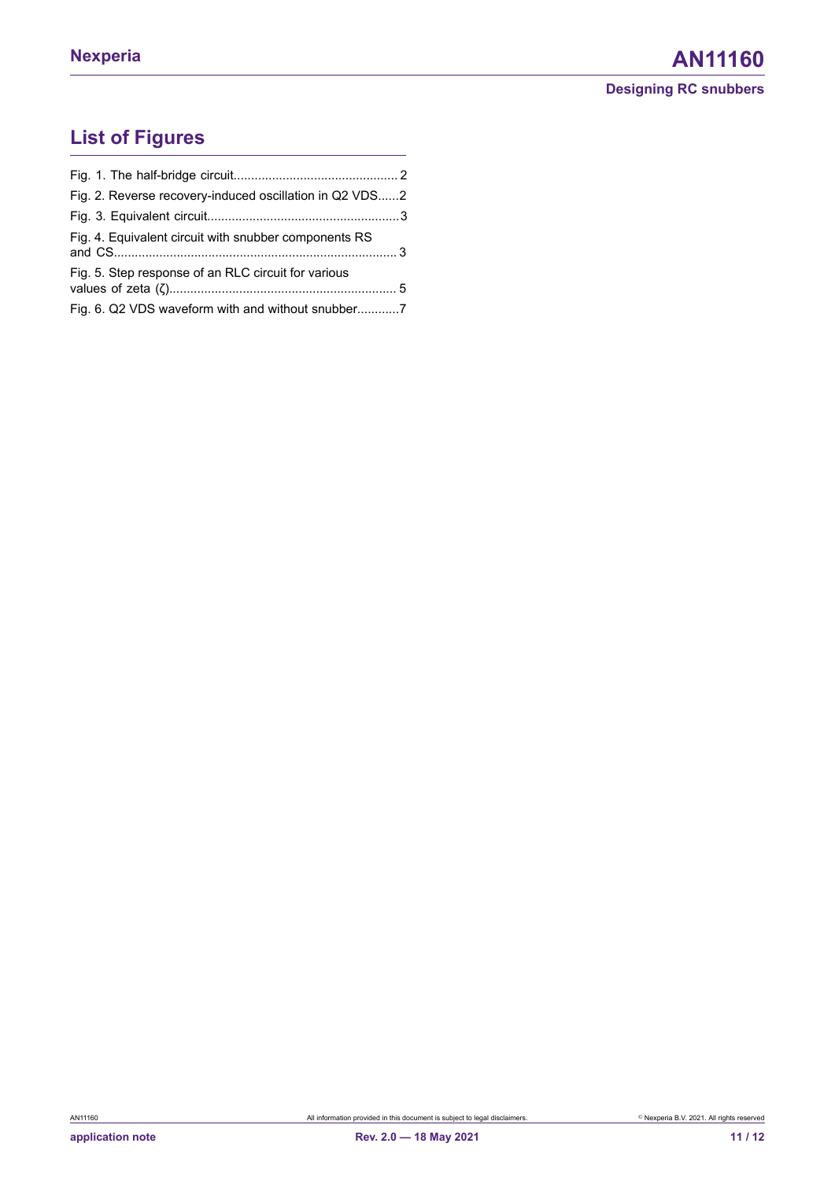## List of Figures

Fig. 1. The half-bridge circuit.............................................. 2

Fig. 2. Reverse recovery-induced oscillation in Q2 VDS......2

Fig. 3. Equivalent circuit......................................................3

Fig. 4. Equivalent circuit with snubber components RS and CS............................................................................... 3

Fig. 5. Step response of an RLC circuit for various values of zeta (ζ)................................................................ 5

Fig. 6. Q2 VDS waveform with and without snubber............7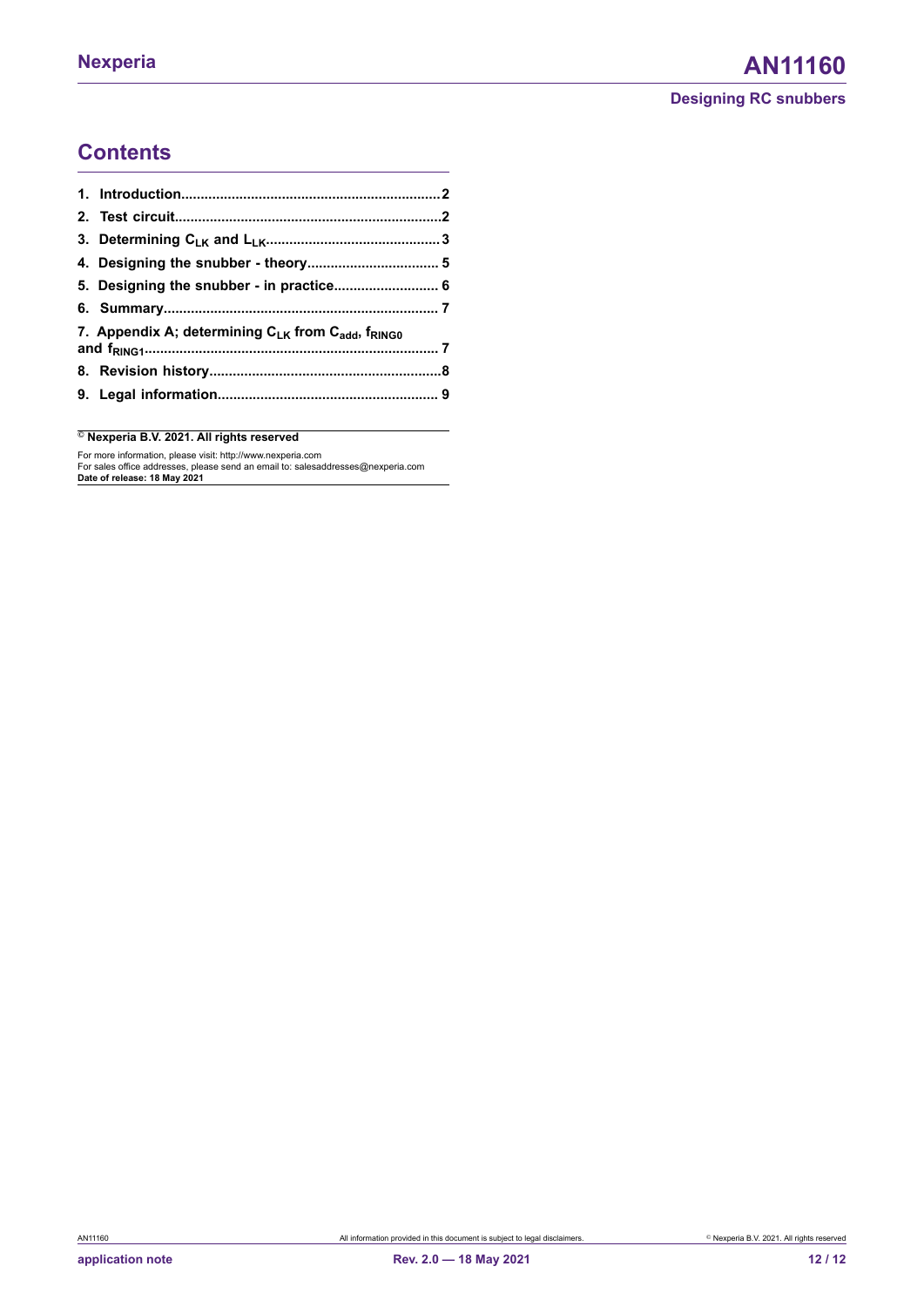## Contents

1. Introduction.................................................................2
2. Test circuit..................................................................2
3. Determining $C_{LK}$ and $L_{LK}$............................................3
4. Designing the snubber - theory................................. 5
5. Designing the snubber - in practice........................... 6
6. Summary...................................................................... 7
7. Appendix A; determining $C_{LK}$ from $C_{add}$, $f_{RING0}$ and $f_{RING1}$........................................................................... 7
8. Revision history...........................................................8
9. Legal information........................................................ 9

**© Nexperia B.V. 2021. All rights reserved**

For more information, please visit: http://www.nexperia.com
For sales office addresses, please send an email to: salesaddresses@nexperia.com
**Date of release: 18 May 2021**